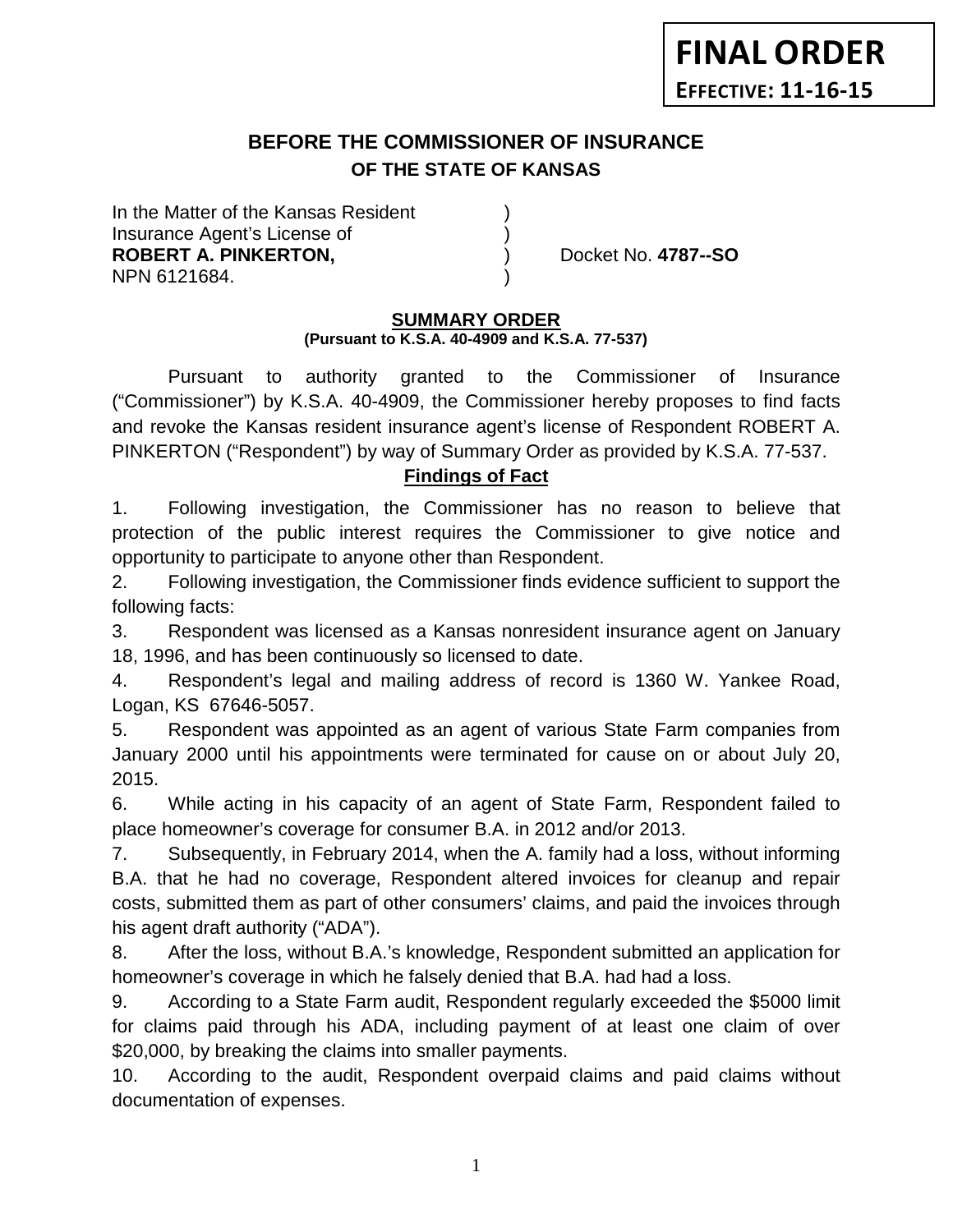**FINAL ORDER**

**EFFECTIVE: 11-16-15**

## BEFORE THE COMMISSIONER OF INSURANCE
### OF THE STATE OF KANSAS

In the Matter of the Kansas Resident )
Insurance Agent's License of )
**ROBERT A. PINKERTON,** ) Docket No. **4787--SO**
NPN 6121684. )

### SUMMARY ORDER
**(Pursuant to K.S.A. 40-4909 and K.S.A. 77-537)**

Pursuant to authority granted to the Commissioner of Insurance ("Commissioner") by K.S.A. 40-4909, the Commissioner hereby proposes to find facts and revoke the Kansas resident insurance agent's license of Respondent ROBERT A. PINKERTON ("Respondent") by way of Summary Order as provided by K.S.A. 77-537.

### Findings of Fact

1. Following investigation, the Commissioner has no reason to believe that protection of the public interest requires the Commissioner to give notice and opportunity to participate to anyone other than Respondent.

2. Following investigation, the Commissioner finds evidence sufficient to support the following facts:

3. Respondent was licensed as a Kansas nonresident insurance agent on January 18, 1996, and has been continuously so licensed to date.

4. Respondent's legal and mailing address of record is 1360 W. Yankee Road, Logan, KS 67646-5057.

5. Respondent was appointed as an agent of various State Farm companies from January 2000 until his appointments were terminated for cause on or about July 20, 2015.

6. While acting in his capacity of an agent of State Farm, Respondent failed to place homeowner's coverage for consumer B.A. in 2012 and/or 2013.

7. Subsequently, in February 2014, when the A. family had a loss, without informing B.A. that he had no coverage, Respondent altered invoices for cleanup and repair costs, submitted them as part of other consumers' claims, and paid the invoices through his agent draft authority ("ADA").

8. After the loss, without B.A.'s knowledge, Respondent submitted an application for homeowner's coverage in which he falsely denied that B.A. had had a loss.

9. According to a State Farm audit, Respondent regularly exceeded the $5000 limit for claims paid through his ADA, including payment of at least one claim of over $20,000, by breaking the claims into smaller payments.

10. According to the audit, Respondent overpaid claims and paid claims without documentation of expenses.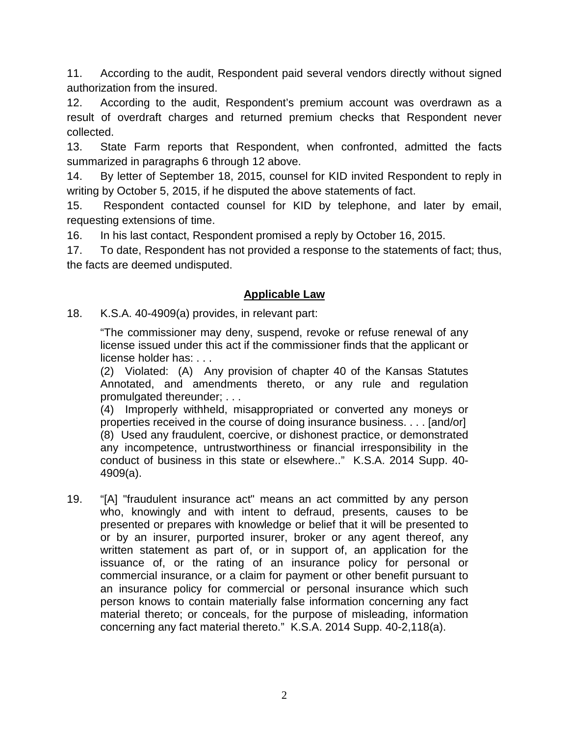11. According to the audit, Respondent paid several vendors directly without signed authorization from the insured.

12. According to the audit, Respondent's premium account was overdrawn as a result of overdraft charges and returned premium checks that Respondent never collected.

13. State Farm reports that Respondent, when confronted, admitted the facts summarized in paragraphs 6 through 12 above.

14. By letter of September 18, 2015, counsel for KID invited Respondent to reply in writing by October 5, 2015, if he disputed the above statements of fact.

15. Respondent contacted counsel for KID by telephone, and later by email, requesting extensions of time.

16. In his last contact, Respondent promised a reply by October 16, 2015.

17. To date, Respondent has not provided a response to the statements of fact; thus, the facts are deemed undisputed.

## Applicable Law

18. K.S.A. 40-4909(a) provides, in relevant part:

> "The commissioner may deny, suspend, revoke or refuse renewal of any license issued under this act if the commissioner finds that the applicant or license holder has: . . .
>
> (2) Violated: (A) Any provision of chapter 40 of the Kansas Statutes Annotated, and amendments thereto, or any rule and regulation promulgated thereunder; . . .
>
> (4) Improperly withheld, misappropriated or converted any moneys or properties received in the course of doing insurance business. . . . [and/or]
> (8) Used any fraudulent, coercive, or dishonest practice, or demonstrated any incompetence, untrustworthiness or financial irresponsibility in the conduct of business in this state or elsewhere.." K.S.A. 2014 Supp. 40-4909(a).

19. "[A] "fraudulent insurance act" means an act committed by any person who, knowingly and with intent to defraud, presents, causes to be presented or prepares with knowledge or belief that it will be presented to or by an insurer, purported insurer, broker or any agent thereof, any written statement as part of, or in support of, an application for the issuance of, or the rating of an insurance policy for personal or commercial insurance, or a claim for payment or other benefit pursuant to an insurance policy for commercial or personal insurance which such person knows to contain materially false information concerning any fact material thereto; or conceals, for the purpose of misleading, information concerning any fact material thereto." K.S.A. 2014 Supp. 40-2,118(a).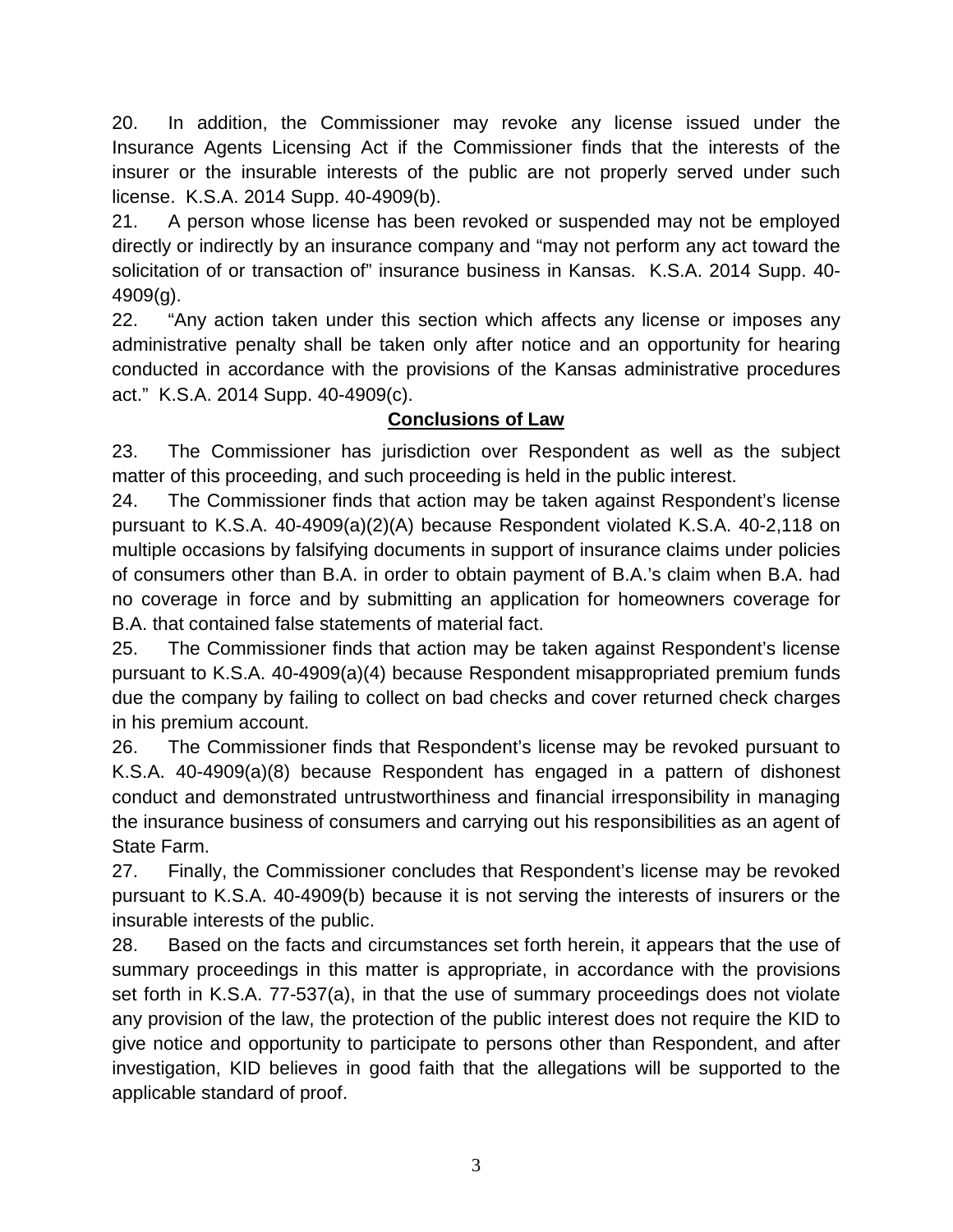20. In addition, the Commissioner may revoke any license issued under the Insurance Agents Licensing Act if the Commissioner finds that the interests of the insurer or the insurable interests of the public are not properly served under such license. K.S.A. 2014 Supp. 40-4909(b).

21. A person whose license has been revoked or suspended may not be employed directly or indirectly by an insurance company and "may not perform any act toward the solicitation of or transaction of" insurance business in Kansas. K.S.A. 2014 Supp. 40-4909(g).

22. "Any action taken under this section which affects any license or imposes any administrative penalty shall be taken only after notice and an opportunity for hearing conducted in accordance with the provisions of the Kansas administrative procedures act." K.S.A. 2014 Supp. 40-4909(c).

## **Conclusions of Law**

23. The Commissioner has jurisdiction over Respondent as well as the subject matter of this proceeding, and such proceeding is held in the public interest.

24. The Commissioner finds that action may be taken against Respondent's license pursuant to K.S.A. 40-4909(a)(2)(A) because Respondent violated K.S.A. 40-2,118 on multiple occasions by falsifying documents in support of insurance claims under policies of consumers other than B.A. in order to obtain payment of B.A.'s claim when B.A. had no coverage in force and by submitting an application for homeowners coverage for B.A. that contained false statements of material fact.

25. The Commissioner finds that action may be taken against Respondent's license pursuant to K.S.A. 40-4909(a)(4) because Respondent misappropriated premium funds due the company by failing to collect on bad checks and cover returned check charges in his premium account.

26. The Commissioner finds that Respondent's license may be revoked pursuant to K.S.A. 40-4909(a)(8) because Respondent has engaged in a pattern of dishonest conduct and demonstrated untrustworthiness and financial irresponsibility in managing the insurance business of consumers and carrying out his responsibilities as an agent of State Farm.

27. Finally, the Commissioner concludes that Respondent's license may be revoked pursuant to K.S.A. 40-4909(b) because it is not serving the interests of insurers or the insurable interests of the public.

28. Based on the facts and circumstances set forth herein, it appears that the use of summary proceedings in this matter is appropriate, in accordance with the provisions set forth in K.S.A. 77-537(a), in that the use of summary proceedings does not violate any provision of the law, the protection of the public interest does not require the KID to give notice and opportunity to participate to persons other than Respondent, and after investigation, KID believes in good faith that the allegations will be supported to the applicable standard of proof.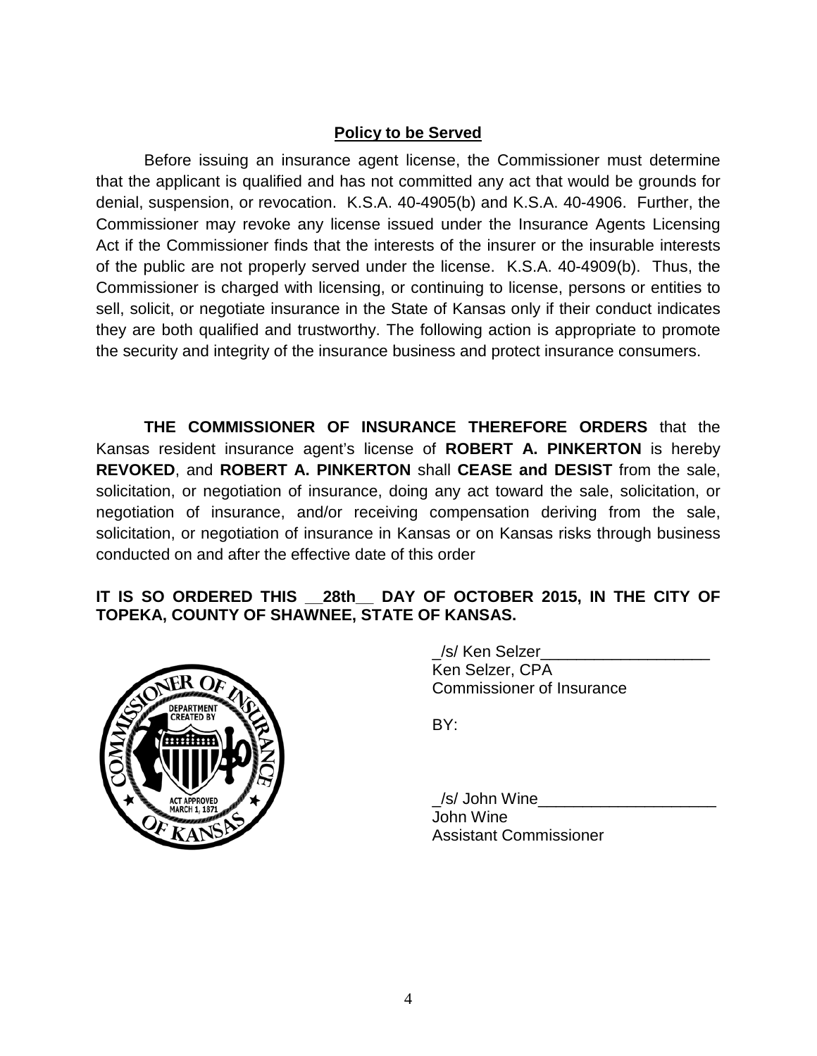**Policy to be Served**

Before issuing an insurance agent license, the Commissioner must determine that the applicant is qualified and has not committed any act that would be grounds for denial, suspension, or revocation. K.S.A. 40-4905(b) and K.S.A. 40-4906. Further, the Commissioner may revoke any license issued under the Insurance Agents Licensing Act if the Commissioner finds that the interests of the insurer or the insurable interests of the public are not properly served under the license. K.S.A. 40-4909(b). Thus, the Commissioner is charged with licensing, or continuing to license, persons or entities to sell, solicit, or negotiate insurance in the State of Kansas only if their conduct indicates they are both qualified and trustworthy. The following action is appropriate to promote the security and integrity of the insurance business and protect insurance consumers.

**THE COMMISSIONER OF INSURANCE THEREFORE ORDERS** that the Kansas resident insurance agent's license of **ROBERT A. PINKERTON** is hereby **REVOKED**, and **ROBERT A. PINKERTON** shall **CEASE and DESIST** from the sale, solicitation, or negotiation of insurance, doing any act toward the sale, solicitation, or negotiation of insurance, and/or receiving compensation deriving from the sale, solicitation, or negotiation of insurance in Kansas or on Kansas risks through business conducted on and after the effective date of this order

**IT IS SO ORDERED THIS __28th__ DAY OF OCTOBER 2015, IN THE CITY OF TOPEKA, COUNTY OF SHAWNEE, STATE OF KANSAS.**

_/s/ Ken Selzer___________________
Ken Selzer, CPA
Commissioner of Insurance

BY:

_/s/ John Wine____________________
John Wine
Assistant Commissioner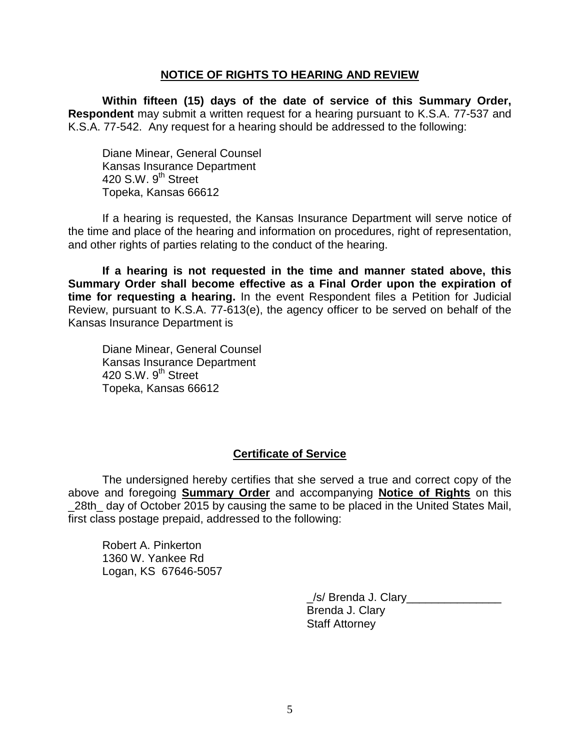## NOTICE OF RIGHTS TO HEARING AND REVIEW

**Within fifteen (15) days of the date of service of this Summary Order, Respondent** may submit a written request for a hearing pursuant to K.S.A. 77-537 and K.S.A. 77-542. Any request for a hearing should be addressed to the following:

Diane Minear, General Counsel
Kansas Insurance Department
420 S.W. 9th Street
Topeka, Kansas 66612

If a hearing is requested, the Kansas Insurance Department will serve notice of the time and place of the hearing and information on procedures, right of representation, and other rights of parties relating to the conduct of the hearing.

**If a hearing is not requested in the time and manner stated above, this Summary Order shall become effective as a Final Order upon the expiration of time for requesting a hearing.** In the event Respondent files a Petition for Judicial Review, pursuant to K.S.A. 77-613(e), the agency officer to be served on behalf of the Kansas Insurance Department is

Diane Minear, General Counsel
Kansas Insurance Department
420 S.W. 9th Street
Topeka, Kansas 66612

## Certificate of Service

The undersigned hereby certifies that she served a true and correct copy of the above and foregoing **Summary Order** and accompanying **Notice of Rights** on this _28th_ day of October 2015 by causing the same to be placed in the United States Mail, first class postage prepaid, addressed to the following:

Robert A. Pinkerton
1360 W. Yankee Rd
Logan, KS 67646-5057

_/s/ Brenda J. Clary_______________
Brenda J. Clary
Staff Attorney